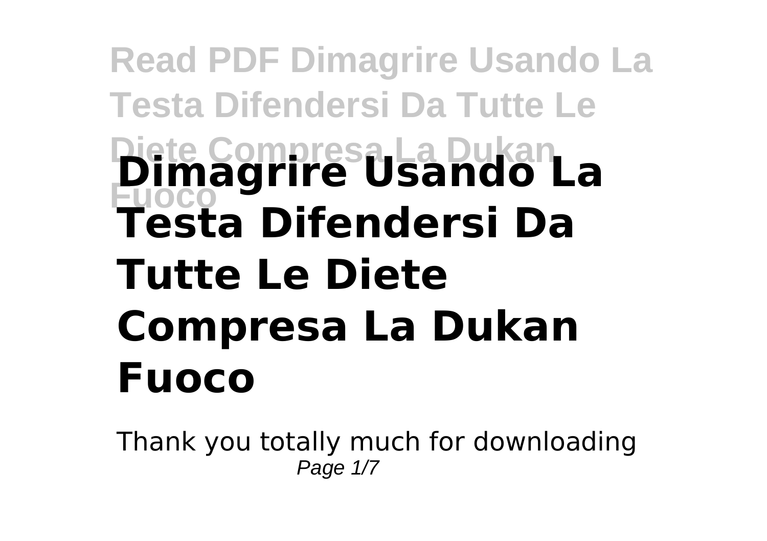# Dimagrire Usando La Testa Difendersi Da Tutte Le Diete Compresa La Dukan Fuoco

Thank you totally much for downloading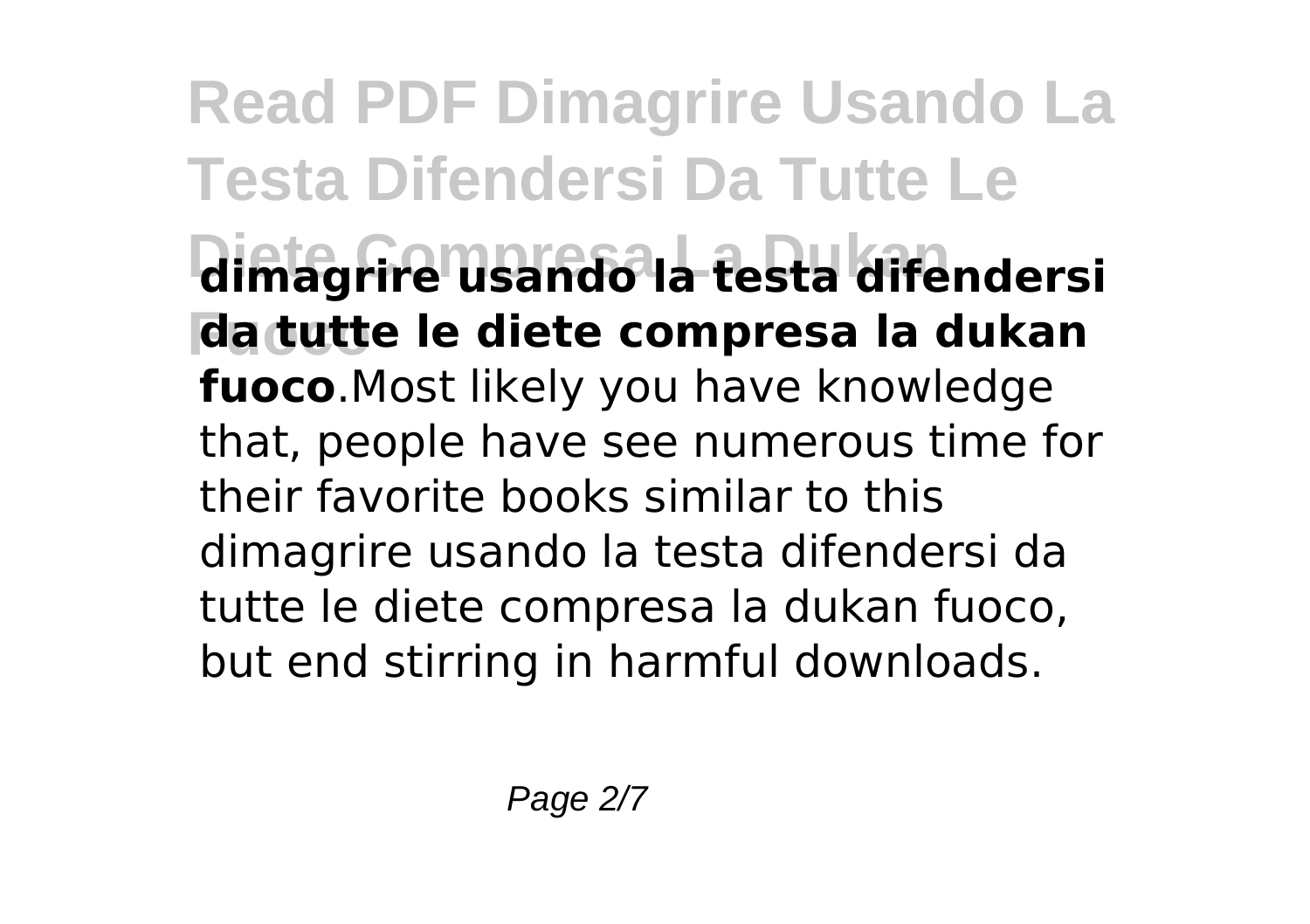**dimagrire usando la testa difendersi da tutte le diete compresa la dukan fuoco**.Most likely you have knowledge that, people have see numerous time for their favorite books similar to this dimagrire usando la testa difendersi da tutte le diete compresa la dukan fuoco, but end stirring in harmful downloads.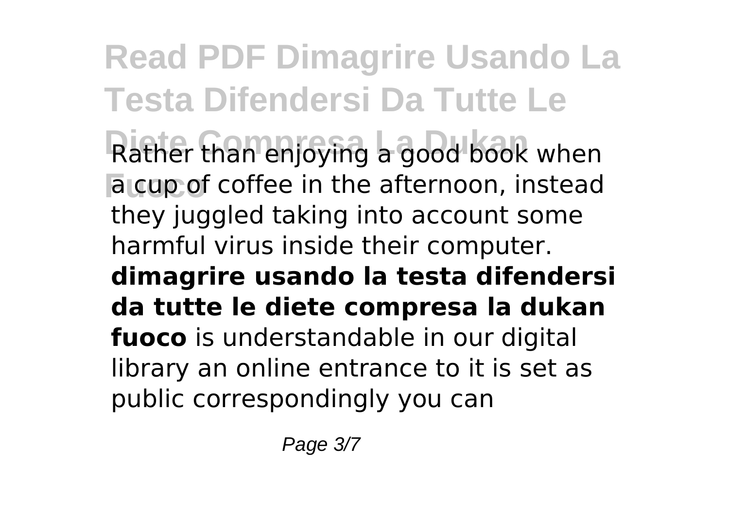Rather than enjoying a good book when a cup of coffee in the afternoon, instead they juggled taking into account some harmful virus inside their computer. **dimagrire usando la testa difendersi da tutte le diete compresa la dukan fuoco** is understandable in our digital library an online entrance to it is set as public correspondingly you can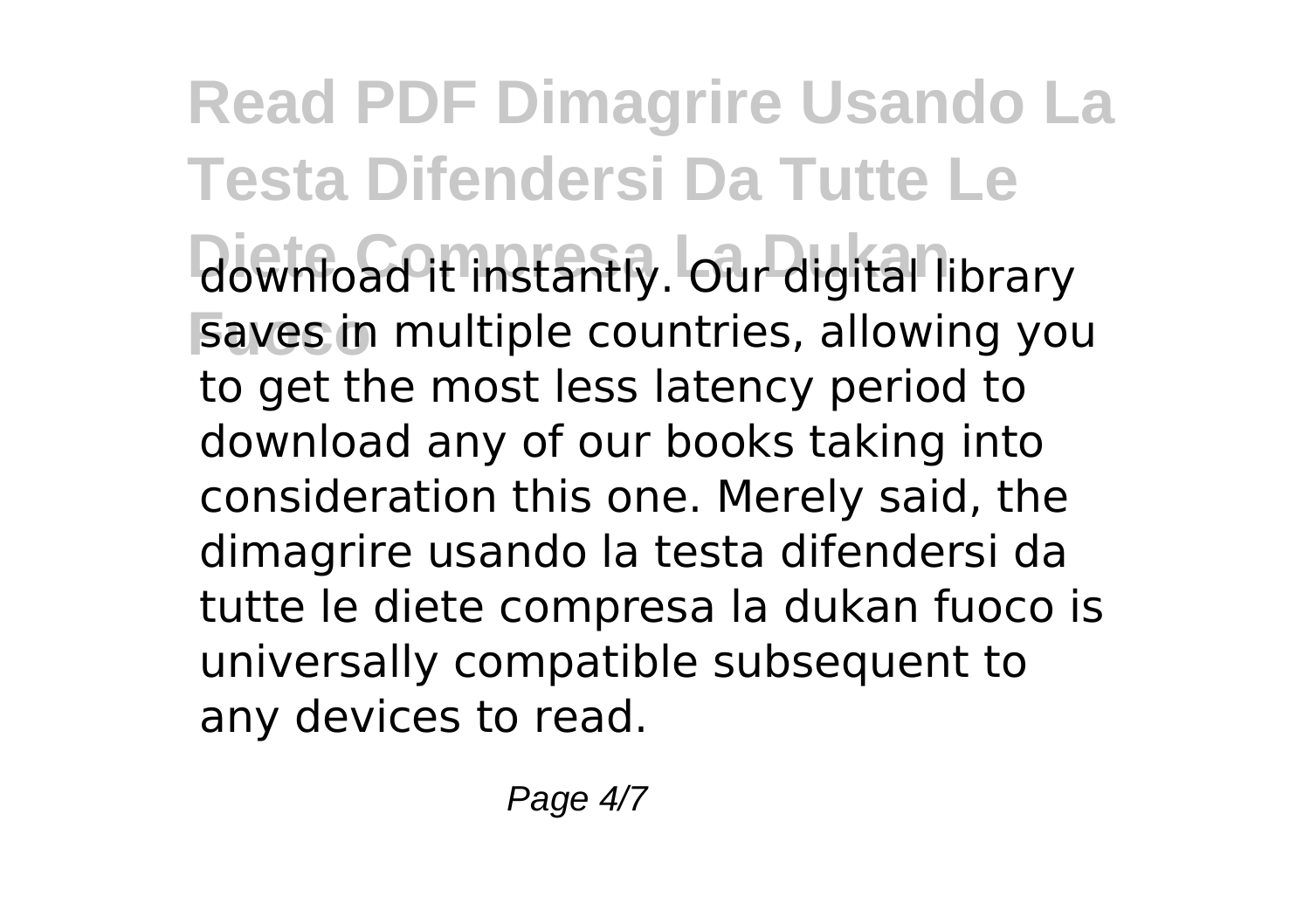download it instantly. Our digital library saves in multiple countries, allowing you to get the most less latency period to download any of our books taking into consideration this one. Merely said, the dimagrire usando la testa difendersi da tutte le diete compresa la dukan fuoco is universally compatible subsequent to any devices to read.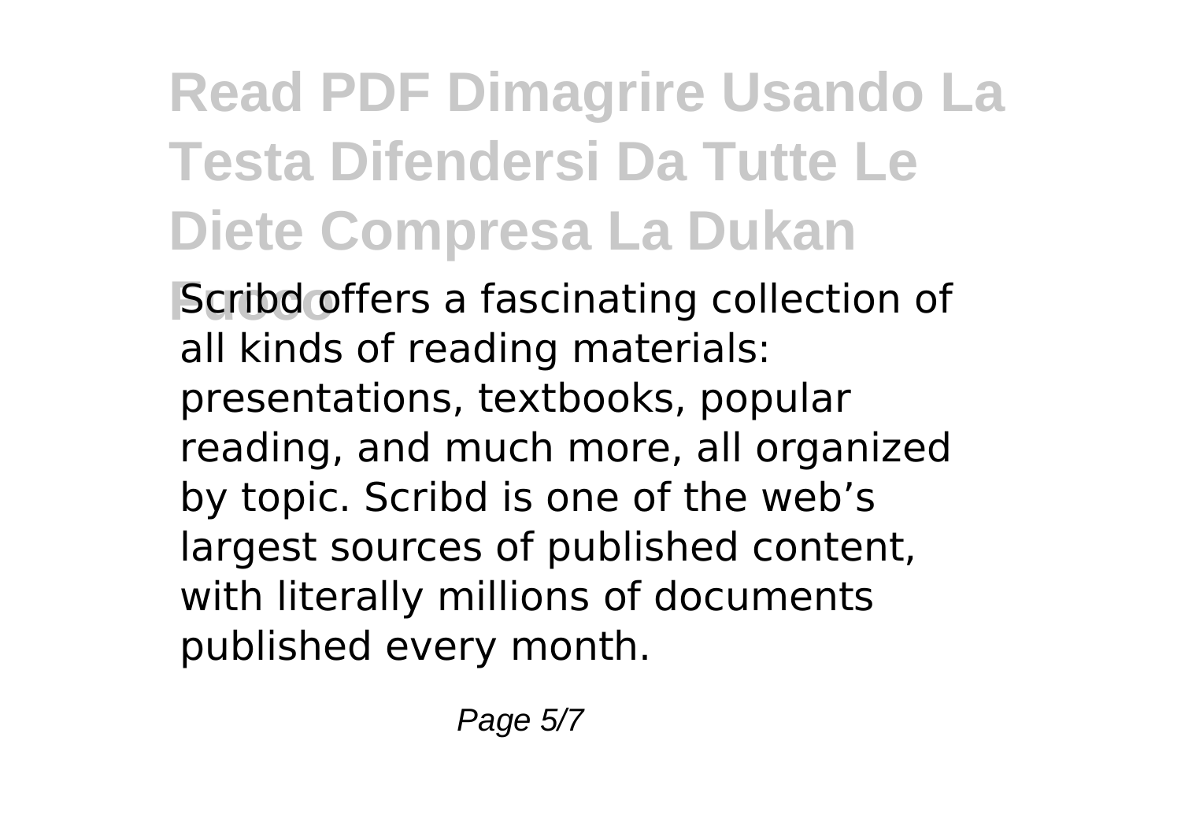Scribd offers a fascinating collection of all kinds of reading materials: presentations, textbooks, popular reading, and much more, all organized by topic. Scribd is one of the web's largest sources of published content, with literally millions of documents published every month.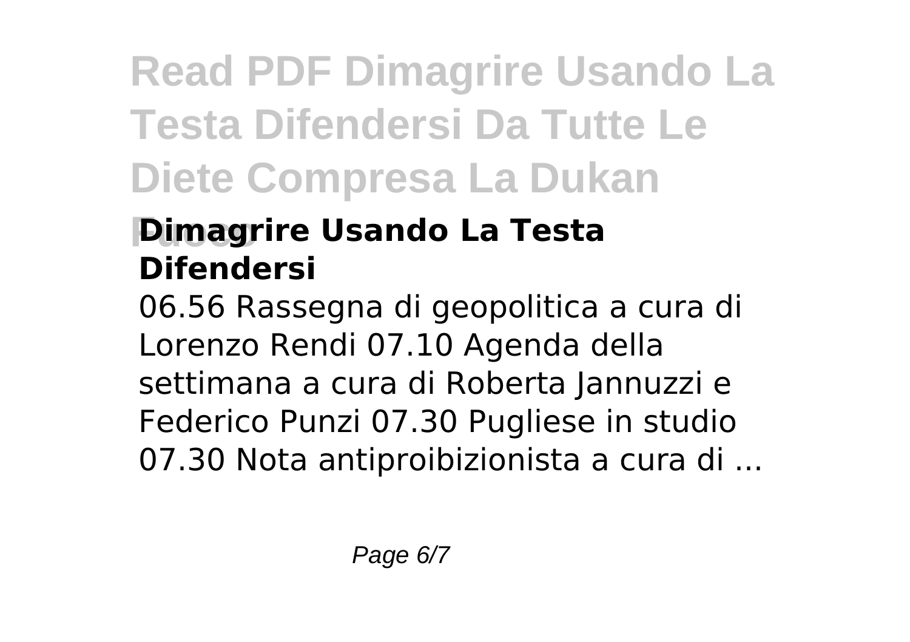## Dimagrire Usando La Testa Difendersi

06.56 Rassegna di geopolitica a cura di Lorenzo Rendi 07.10 Agenda della settimana a cura di Roberta Jannuzzi e Federico Punzi 07.30 Pugliese in studio 07.30 Nota antiproibizionista a cura di ...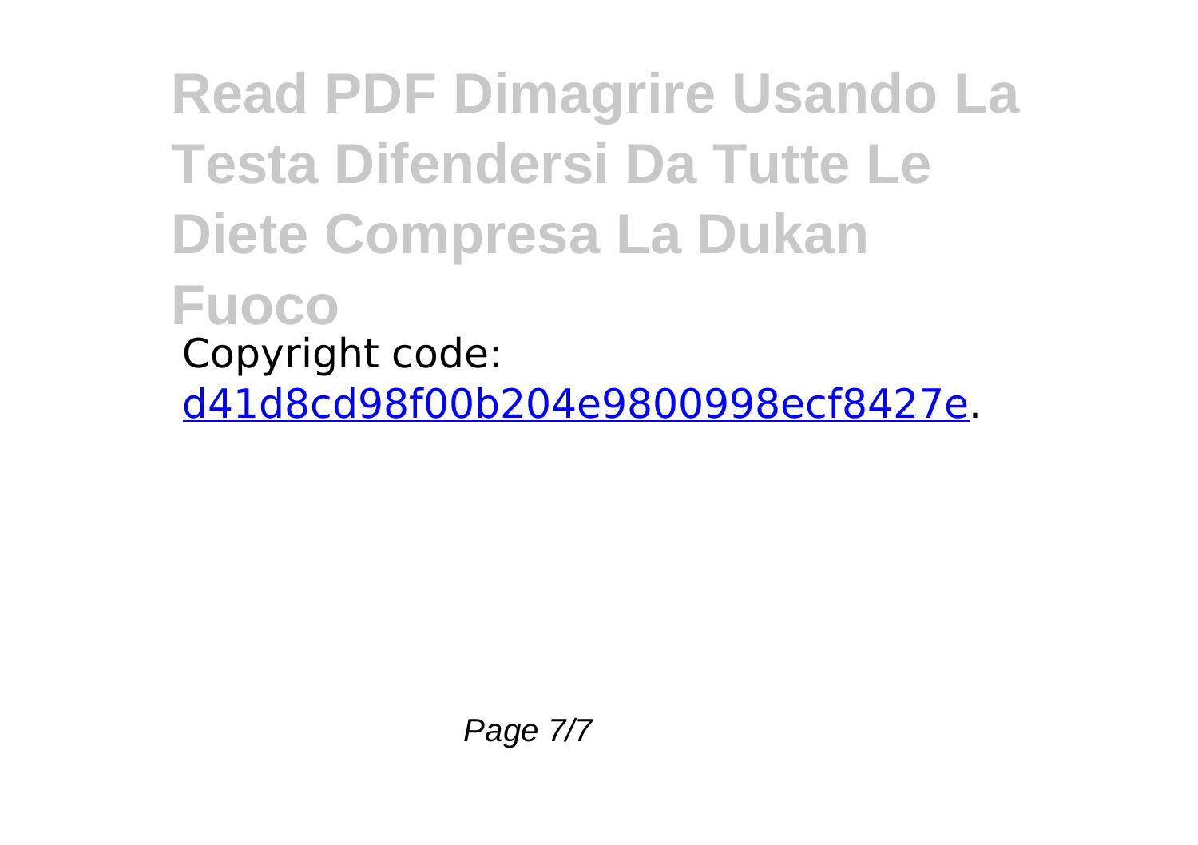Copyright code: d41d8cd98f00b204e9800998ecf8427e.